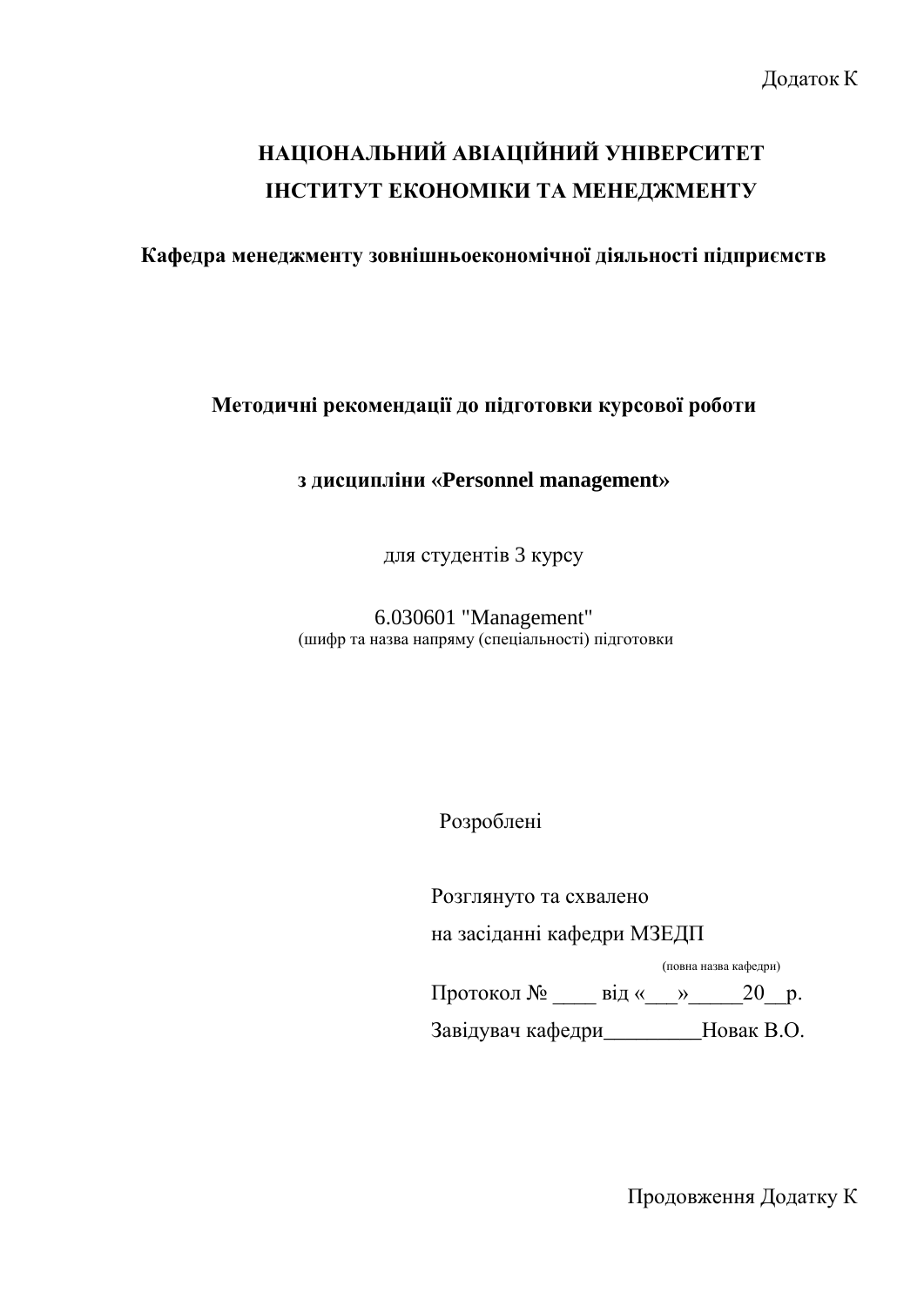Додаток К

# НАЦІОНАЛЬНИЙ АВІАЦІЙНИЙ УНІВЕРСИТЕТ
# ІНСТИТУТ ЕКОНОМІКИ ТА МЕНЕДЖМЕНТУ

**Кафедра менеджменту зовнішньоекономічної діяльності підприємств**

**Методичні рекомендації до підготовки курсової роботи**

**з дисципліни «Personnel management»**

для студентів 3 курсу

6.030601 "Management"
(шифр та назва напряму (спеціальності) підготовки

Розроблені

Розглянуто та схвалено
на засіданні кафедри МЗЕДП
(повна назва кафедри)
Протокол № ____ від «___»_____20__р.
Завідувач кафедри_________Новак В.О.

Продовження Додатку К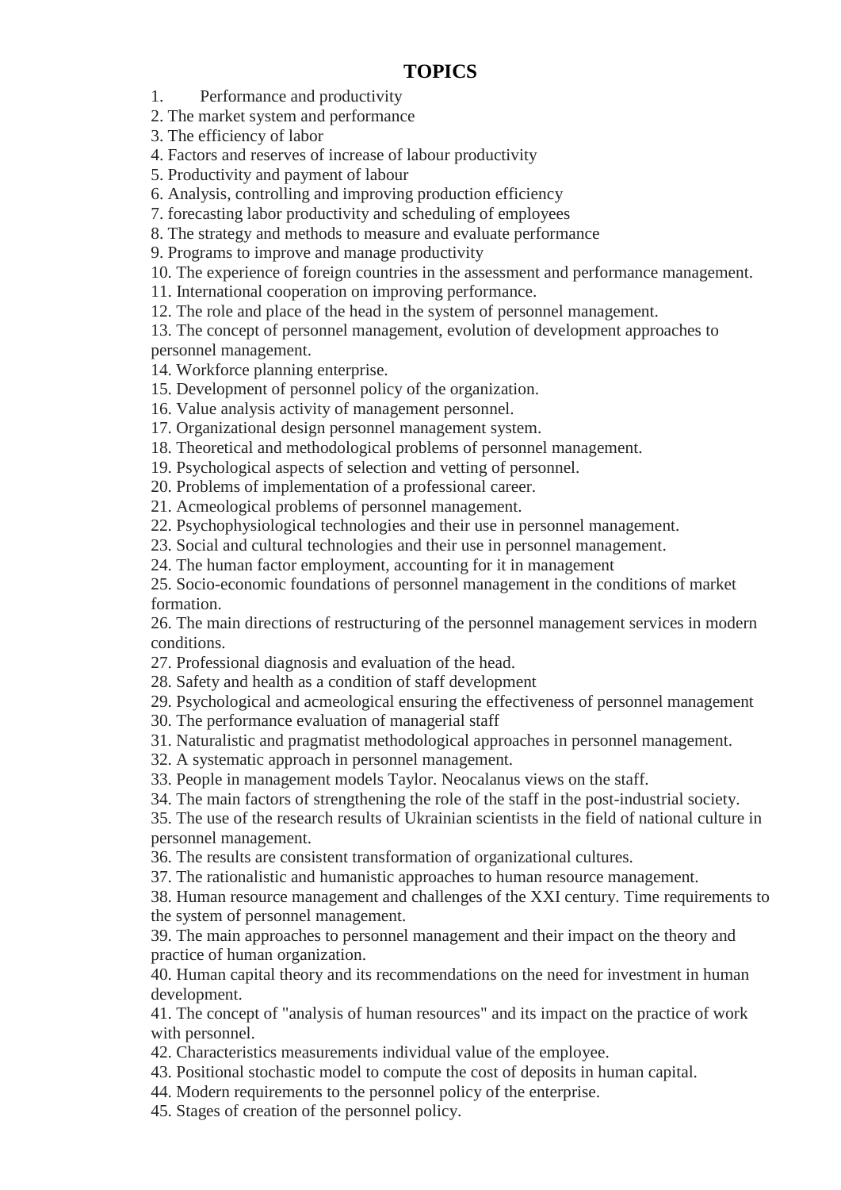# TOPICS

1. Performance and productivity
2. The market system and performance
3. The efficiency of labor
4. Factors and reserves of increase of labour productivity
5. Productivity and payment of labour
6. Analysis, controlling and improving production efficiency
7. forecasting labor productivity and scheduling of employees
8. The strategy and methods to measure and evaluate performance
9. Programs to improve and manage productivity
10. The experience of foreign countries in the assessment and performance management.
11. International cooperation on improving performance.
12. The role and place of the head in the system of personnel management.
13. The concept of personnel management, evolution of development approaches to personnel management.
14. Workforce planning enterprise.
15. Development of personnel policy of the organization.
16. Value analysis activity of management personnel.
17. Organizational design personnel management system.
18. Theoretical and methodological problems of personnel management.
19. Psychological aspects of selection and vetting of personnel.
20. Problems of implementation of a professional career.
21. Acmeological problems of personnel management.
22. Psychophysiological technologies and their use in personnel management.
23. Social and cultural technologies and their use in personnel management.
24. The human factor employment, accounting for it in management
25. Socio-economic foundations of personnel management in the conditions of market formation.
26. The main directions of restructuring of the personnel management services in modern conditions.
27. Professional diagnosis and evaluation of the head.
28. Safety and health as a condition of staff development
29. Psychological and acmeological ensuring the effectiveness of personnel management
30. The performance evaluation of managerial staff
31. Naturalistic and pragmatist methodological approaches in personnel management.
32. A systematic approach in personnel management.
33. People in management models Taylor. Neocalanus views on the staff.
34. The main factors of strengthening the role of the staff in the post-industrial society.
35. The use of the research results of Ukrainian scientists in the field of national culture in personnel management.
36. The results are consistent transformation of organizational cultures.
37. The rationalistic and humanistic approaches to human resource management.
38. Human resource management and challenges of the XXI century. Time requirements to the system of personnel management.
39. The main approaches to personnel management and their impact on the theory and practice of human organization.
40. Human capital theory and its recommendations on the need for investment in human development.
41. The concept of "analysis of human resources" and its impact on the practice of work with personnel.
42. Characteristics measurements individual value of the employee.
43. Positional stochastic model to compute the cost of deposits in human capital.
44. Modern requirements to the personnel policy of the enterprise.
45. Stages of creation of the personnel policy.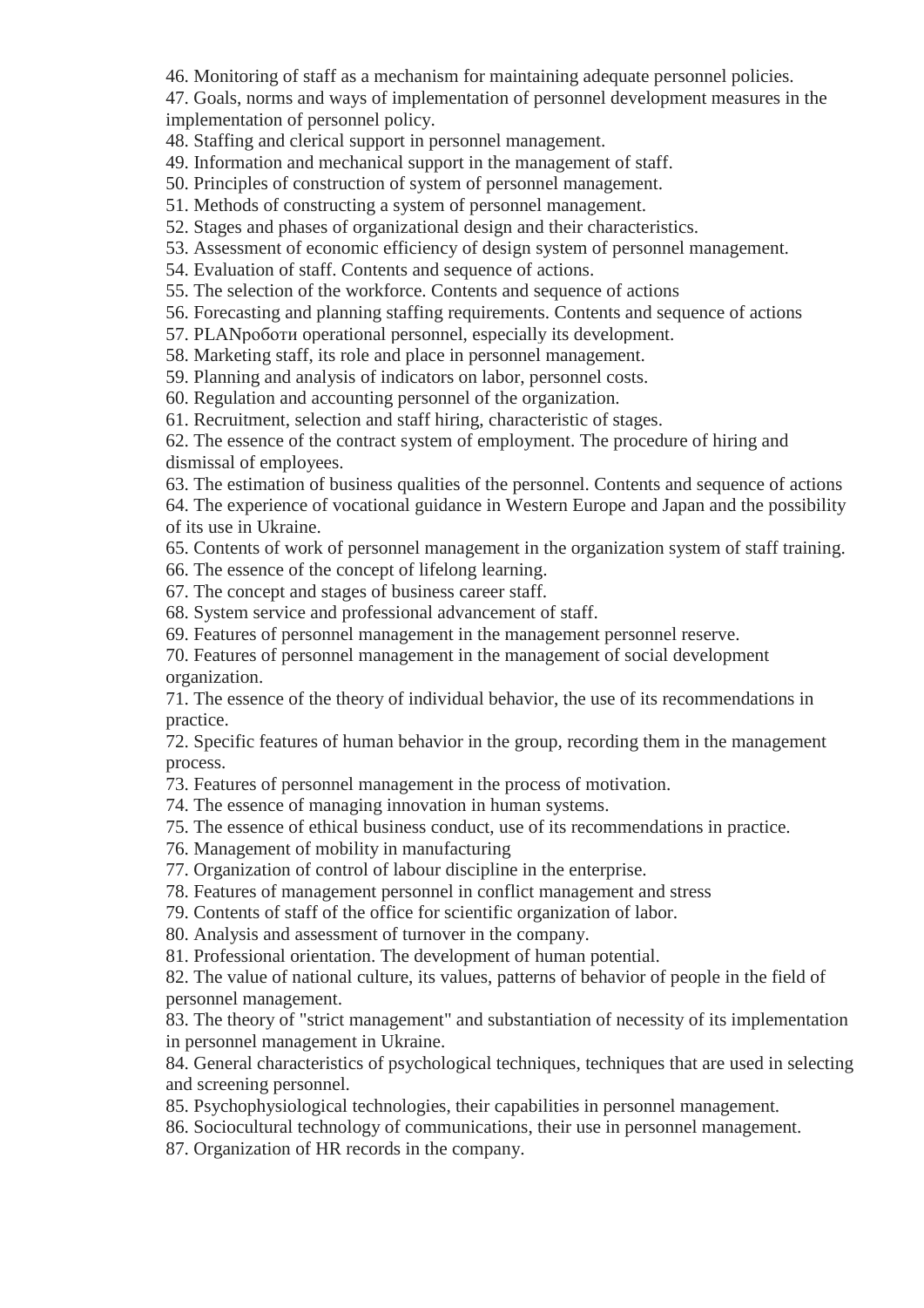46. Monitoring of staff as a mechanism for maintaining adequate personnel policies.
47. Goals, norms and ways of implementation of personnel development measures in the implementation of personnel policy.
48. Staffing and clerical support in personnel management.
49. Information and mechanical support in the management of staff.
50. Principles of construction of system of personnel management.
51. Methods of constructing a system of personnel management.
52. Stages and phases of organizational design and their characteristics.
53. Assessment of economic efficiency of design system of personnel management.
54. Evaluation of staff. Contents and sequence of actions.
55. The selection of the workforce. Contents and sequence of actions
56. Forecasting and planning staffing requirements. Contents and sequence of actions
57. PLANроботи operational personnel, especially its development.
58. Marketing staff, its role and place in personnel management.
59. Planning and analysis of indicators on labor, personnel costs.
60. Regulation and accounting personnel of the organization.
61. Recruitment, selection and staff hiring, characteristic of stages.
62. The essence of the contract system of employment. The procedure of hiring and dismissal of employees.
63. The estimation of business qualities of the personnel. Contents and sequence of actions
64. The experience of vocational guidance in Western Europe and Japan and the possibility of its use in Ukraine.
65. Contents of work of personnel management in the organization system of staff training.
66. The essence of the concept of lifelong learning.
67. The concept and stages of business career staff.
68. System service and professional advancement of staff.
69. Features of personnel management in the management personnel reserve.
70. Features of personnel management in the management of social development organization.
71. The essence of the theory of individual behavior, the use of its recommendations in practice.
72. Specific features of human behavior in the group, recording them in the management process.
73. Features of personnel management in the process of motivation.
74. The essence of managing innovation in human systems.
75. The essence of ethical business conduct, use of its recommendations in practice.
76. Management of mobility in manufacturing
77. Organization of control of labour discipline in the enterprise.
78. Features of management personnel in conflict management and stress
79. Contents of staff of the office for scientific organization of labor.
80. Analysis and assessment of turnover in the company.
81. Professional orientation. The development of human potential.
82. The value of national culture, its values, patterns of behavior of people in the field of personnel management.
83. The theory of "strict management" and substantiation of necessity of its implementation in personnel management in Ukraine.
84. General characteristics of psychological techniques, techniques that are used in selecting and screening personnel.
85. Psychophysiological technologies, their capabilities in personnel management.
86. Sociocultural technology of communications, their use in personnel management.
87. Organization of HR records in the company.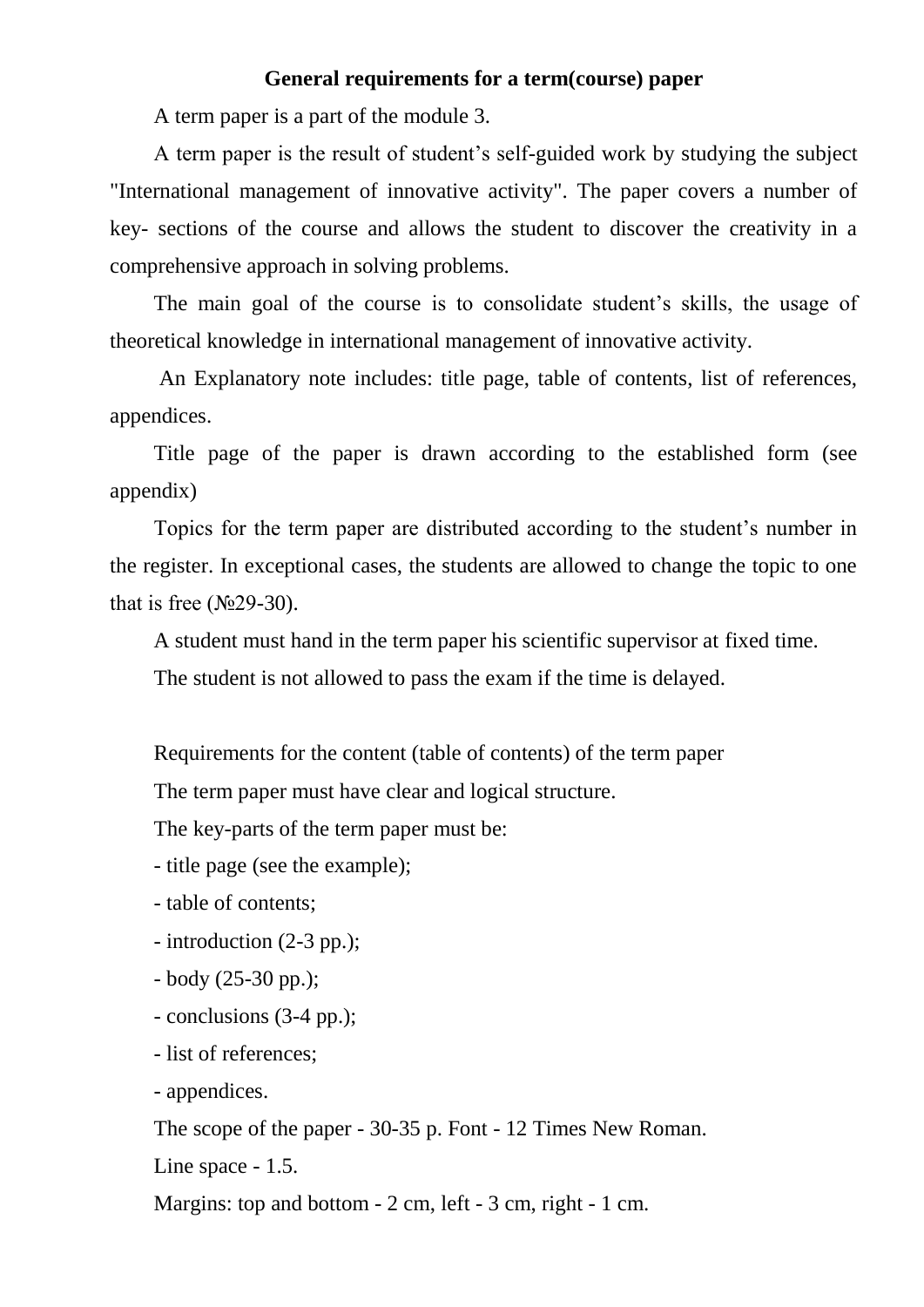## General requirements for a term(course) paper

A term paper is a part of the module 3.

A term paper is the result of student's self-guided work by studying the subject "International management of innovative activity". The paper covers a number of key- sections of the course and allows the student to discover the creativity in a comprehensive approach in solving problems.

The main goal of the course is to consolidate student's skills, the usage of theoretical knowledge in international management of innovative activity.

An Explanatory note includes: title page, table of contents, list of references, appendices.

Title page of the paper is drawn according to the established form (see appendix)

Topics for the term paper are distributed according to the student's number in the register. In exceptional cases, the students are allowed to change the topic to one that is free (№29-30).

A student must hand in the term paper his scientific supervisor at fixed time.

The student is not allowed to pass the exam if the time is delayed.

Requirements for the content (table of contents) of the term paper

The term paper must have clear and logical structure.

The key-parts of the term paper must be:

- title page (see the example);
- table of contents;
- introduction (2-3 pp.);
- body (25-30 pp.);
- conclusions (3-4 pp.);
- list of references;
- appendices.

The scope of the paper - 30-35 p. Font - 12 Times New Roman.

Line space - 1.5.

Margins: top and bottom - 2 cm, left - 3 cm, right - 1 cm.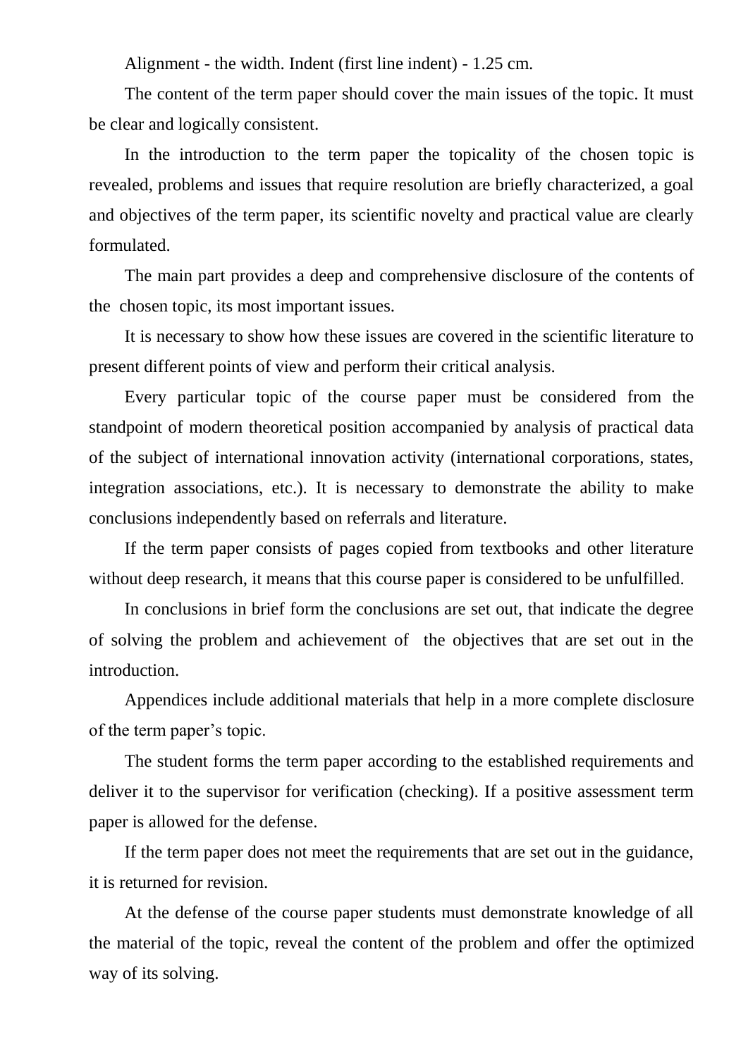Alignment - the width. Indent (first line indent) - 1.25 cm.

The content of the term paper should cover the main issues of the topic. It must be clear and logically consistent.

In the introduction to the term paper the topicality of the chosen topic is revealed, problems and issues that require resolution are briefly characterized, a goal and objectives of the term paper, its scientific novelty and practical value are clearly formulated.

The main part provides a deep and comprehensive disclosure of the contents of the chosen topic, its most important issues.

It is necessary to show how these issues are covered in the scientific literature to present different points of view and perform their critical analysis.

Every particular topic of the course paper must be considered from the standpoint of modern theoretical position accompanied by analysis of practical data of the subject of international innovation activity (international corporations, states, integration associations, etc.). It is necessary to demonstrate the ability to make conclusions independently based on referrals and literature.

If the term paper consists of pages copied from textbooks and other literature without deep research, it means that this course paper is considered to be unfulfilled.

In conclusions in brief form the conclusions are set out, that indicate the degree of solving the problem and achievement of the objectives that are set out in the introduction.

Appendices include additional materials that help in a more complete disclosure of the term paper's topic.

The student forms the term paper according to the established requirements and deliver it to the supervisor for verification (checking). If a positive assessment term paper is allowed for the defense.

If the term paper does not meet the requirements that are set out in the guidance, it is returned for revision.

At the defense of the course paper students must demonstrate knowledge of all the material of the topic, reveal the content of the problem and offer the optimized way of its solving.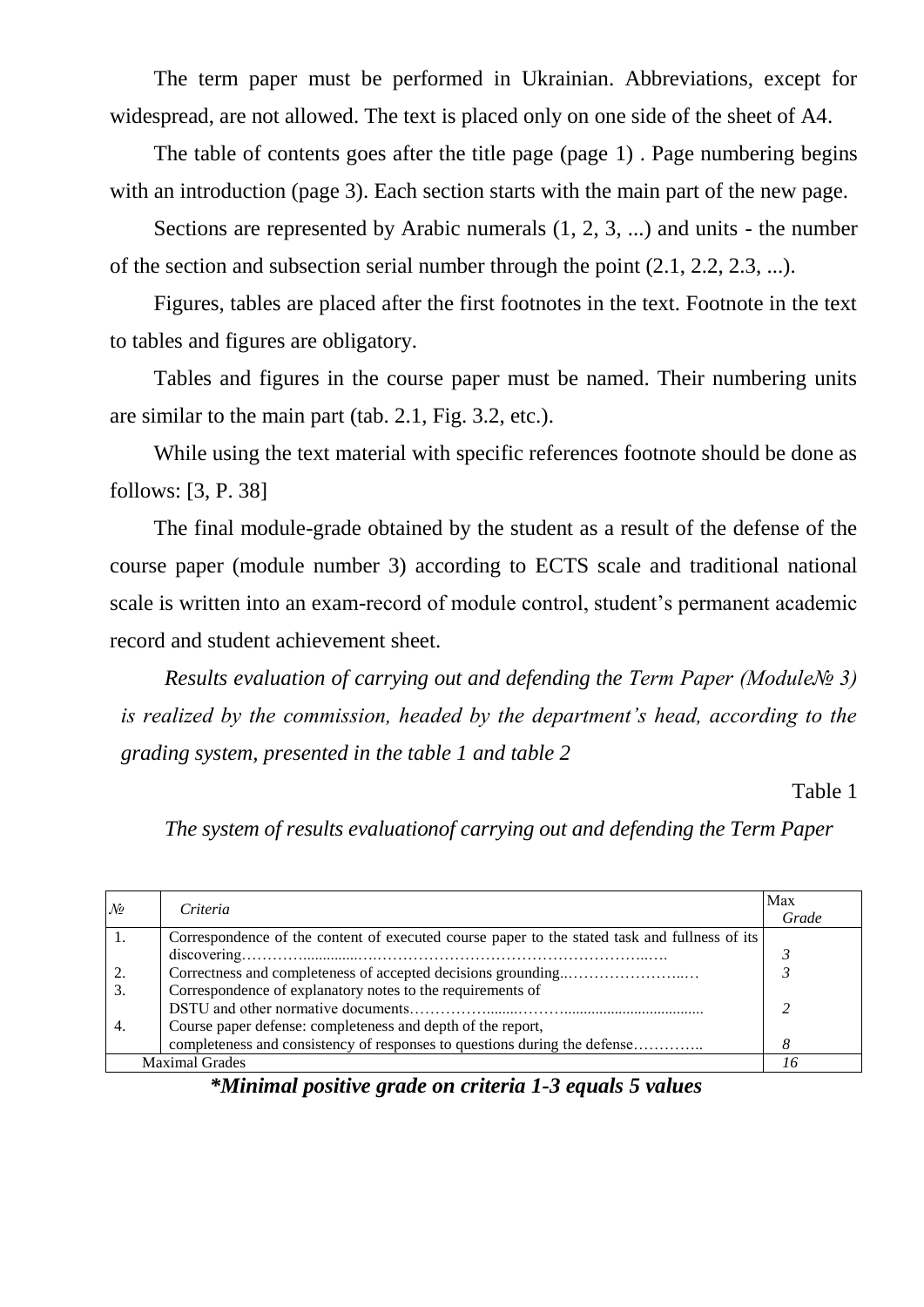The term paper must be performed in Ukrainian. Abbreviations, except for widespread, are not allowed. The text is placed only on one side of the sheet of A4.

The table of contents goes after the title page (page 1) . Page numbering begins with an introduction (page 3). Each section starts with the main part of the new page.

Sections are represented by Arabic numerals (1, 2, 3, ...) and units - the number of the section and subsection serial number through the point (2.1, 2.2, 2.3, ...).

Figures, tables are placed after the first footnotes in the text. Footnote in the text to tables and figures are obligatory.

Tables and figures in the course paper must be named. Their numbering units are similar to the main part (tab. 2.1, Fig. 3.2, etc.).

While using the text material with specific references footnote should be done as follows: [3, P. 38]

The final module-grade obtained by the student as a result of the defense of the course paper (module number 3) according to ECTS scale and traditional national scale is written into an exam-record of module control, student's permanent academic record and student achievement sheet.

*Results evaluation of carrying out and defending the Term Paper (Module№ 3) is realized by the commission, headed by the department's head, according to the grading system, presented in the table 1 and table 2*

Table 1

*The system of results evaluationof carrying out and defending the Term Paper*

| № | *Criteria* | Max *Grade* |
|---|---|---|
| 1. | Correspondence of the content of executed course paper to the stated task and fullness of its discovering………...............……………………………………………..…. | *3* |
| 2. | Correctness and completeness of accepted decisions grounding..…………………..… | *3* |
| 3. | Correspondence of explanatory notes to the requirements of DSTU and other normative documents……………........………................................... | *2* |
| 4. | Course paper defense: completeness and depth of the report, completeness and consistency of responses to questions during the defense………….. | *8* |
| Maximal Grades | | *16* |

***Minimal positive grade on criteria 1-3 equals 5 values**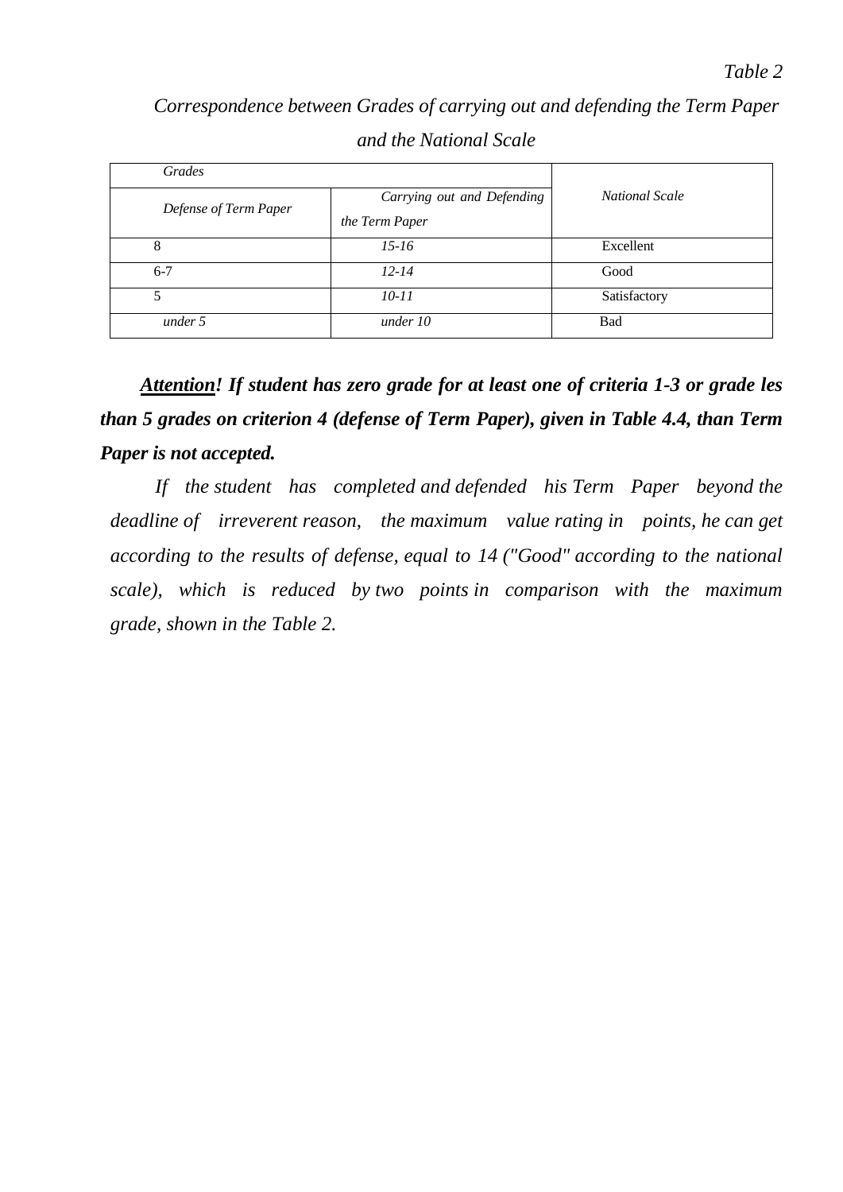*Table 2*

*Correspondence between Grades of carrying out and defending the Term Paper and the National Scale*

| *Grades* | | *National Scale* |
|---|---|---|
| *Defense of Term Paper* | *Carrying out and Defending the Term Paper* | |
| 8 | *15-16* | Excellent |
| 6-7 | *12-14* | Good |
| 5 | *10-11* | Satisfactory |
| *under 5* | *under 10* | Bad |

***Attention! If student has zero grade for at least one of criteria 1-3 or grade les than 5 grades on criterion 4 (defense of Term Paper), given in Table 4.4, than Term Paper is not accepted.***

*If the student has completed and defended his Term Paper beyond the deadline of irreverent reason, the maximum value rating in points, he can get according to the results of defense, equal to 14 ("Good" according to the national scale), which is reduced by two points in comparison with the maximum grade, shown in the Table 2.*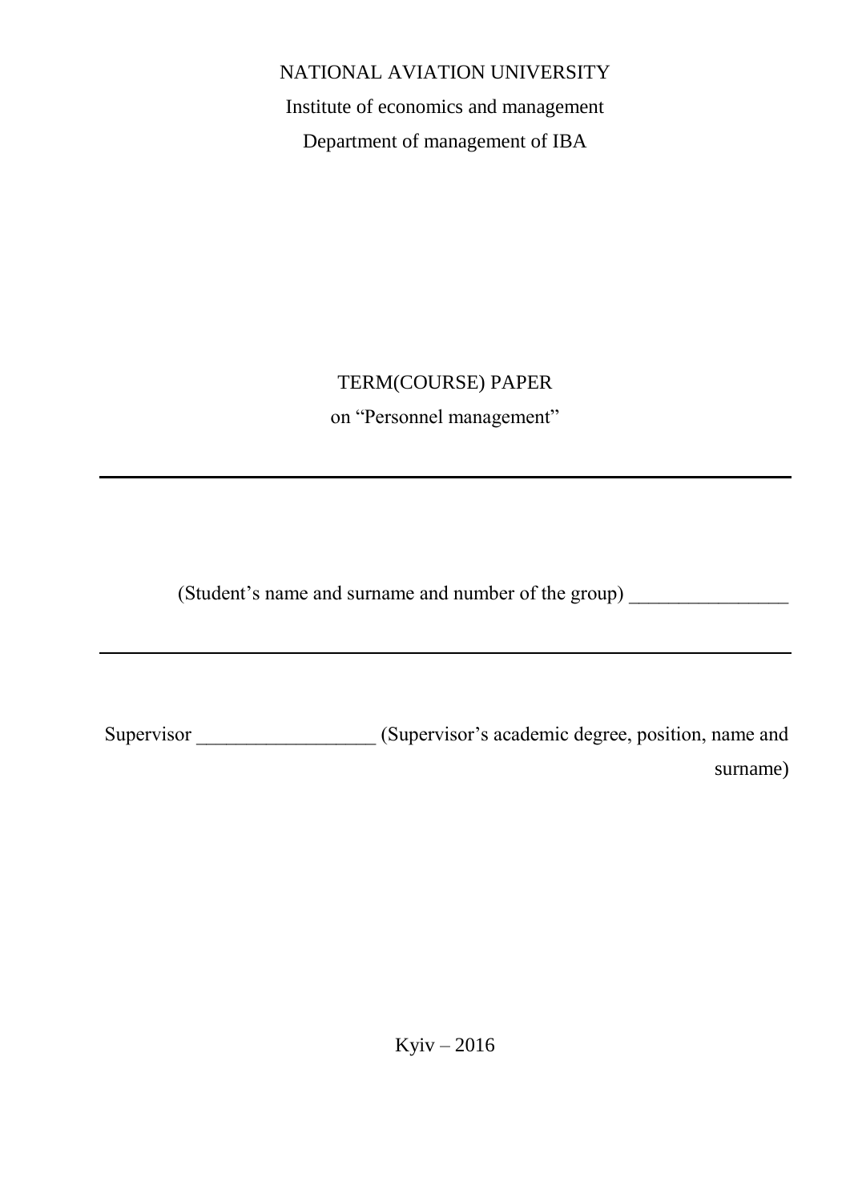NATIONAL AVIATION UNIVERSITY

Institute of economics and management

Department of management of IBA

TERM(COURSE) PAPER

on “Personnel management”

---

(Student’s name and surname and number of the group) ________________

---

Supervisor __________________ (Supervisor’s academic degree, position, name and surname)

Kyiv – 2016